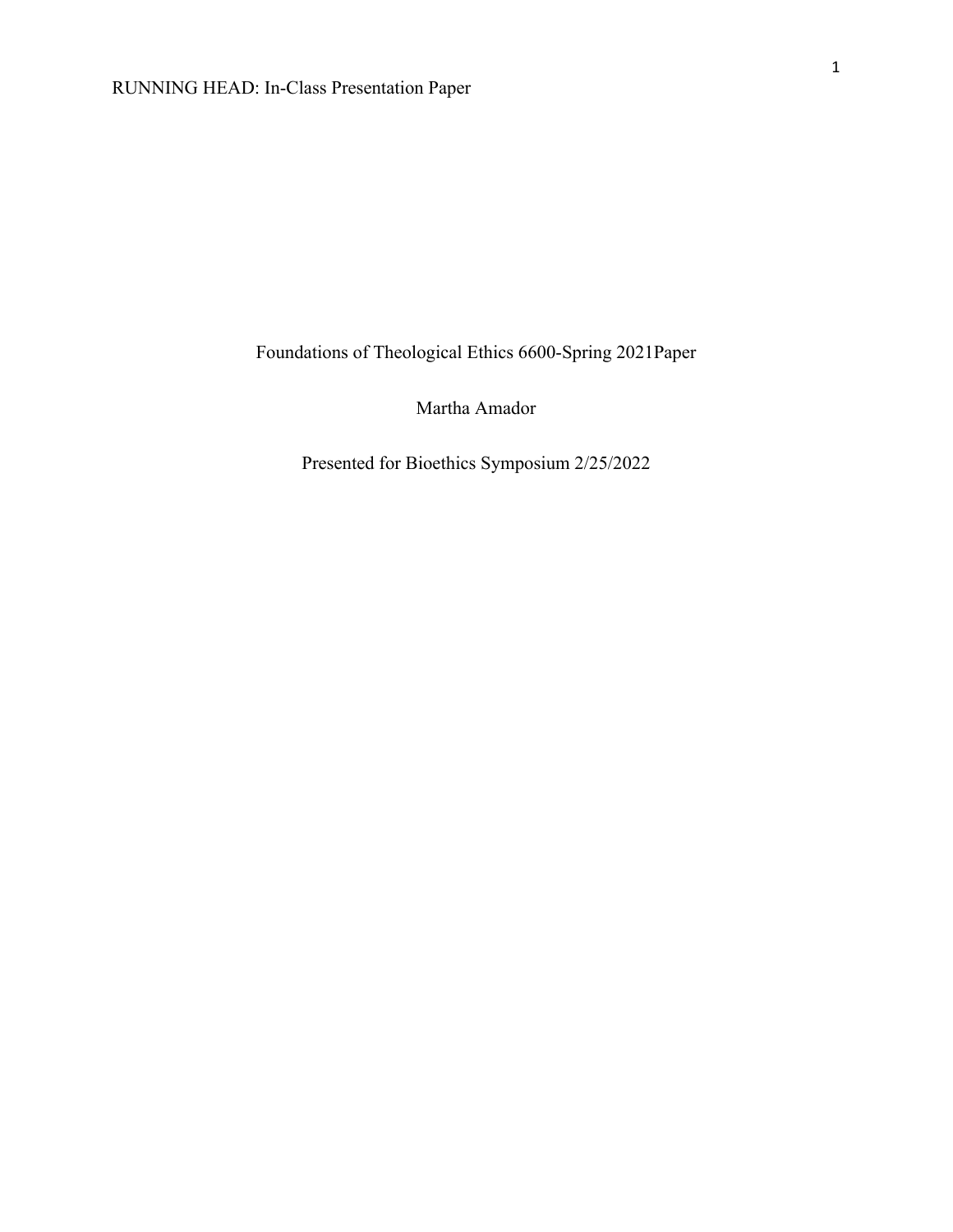Foundations of Theological Ethics 6600-Spring 2021Paper

Martha Amador

Presented for Bioethics Symposium 2/25/2022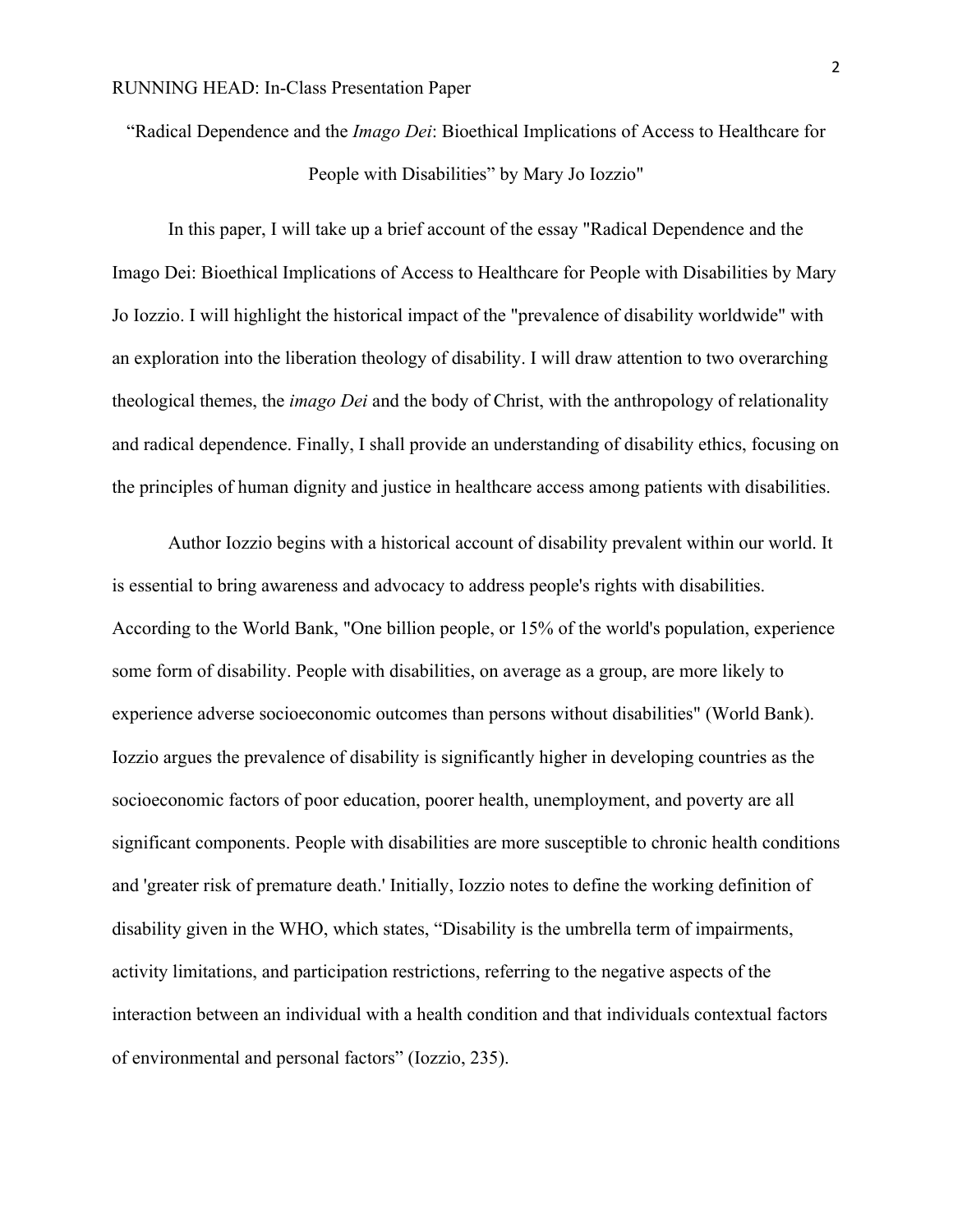“Radical Dependence and the *Imago Dei*: Bioethical Implications of Access to Healthcare for People with Disabilities” by Mary Jo Iozzio"

In this paper, I will take up a brief account of the essay "Radical Dependence and the Imago Dei: Bioethical Implications of Access to Healthcare for People with Disabilities by Mary Jo Iozzio. I will highlight the historical impact of the "prevalence of disability worldwide" with an exploration into the liberation theology of disability. I will draw attention to two overarching theological themes, the *imago Dei* and the body of Christ, with the anthropology of relationality and radical dependence. Finally, I shall provide an understanding of disability ethics, focusing on the principles of human dignity and justice in healthcare access among patients with disabilities.

Author Iozzio begins with a historical account of disability prevalent within our world. It is essential to bring awareness and advocacy to address people's rights with disabilities. According to the World Bank, "One billion people, or 15% of the world's population, experience some form of disability. People with disabilities, on average as a group, are more likely to experience adverse socioeconomic outcomes than persons without disabilities" (World Bank). Iozzio argues the prevalence of disability is significantly higher in developing countries as the socioeconomic factors of poor education, poorer health, unemployment, and poverty are all significant components. People with disabilities are more susceptible to chronic health conditions and 'greater risk of premature death.' Initially, Iozzio notes to define the working definition of disability given in the WHO, which states, “Disability is the umbrella term of impairments, activity limitations, and participation restrictions, referring to the negative aspects of the interaction between an individual with a health condition and that individuals contextual factors of environmental and personal factors” (Iozzio, 235).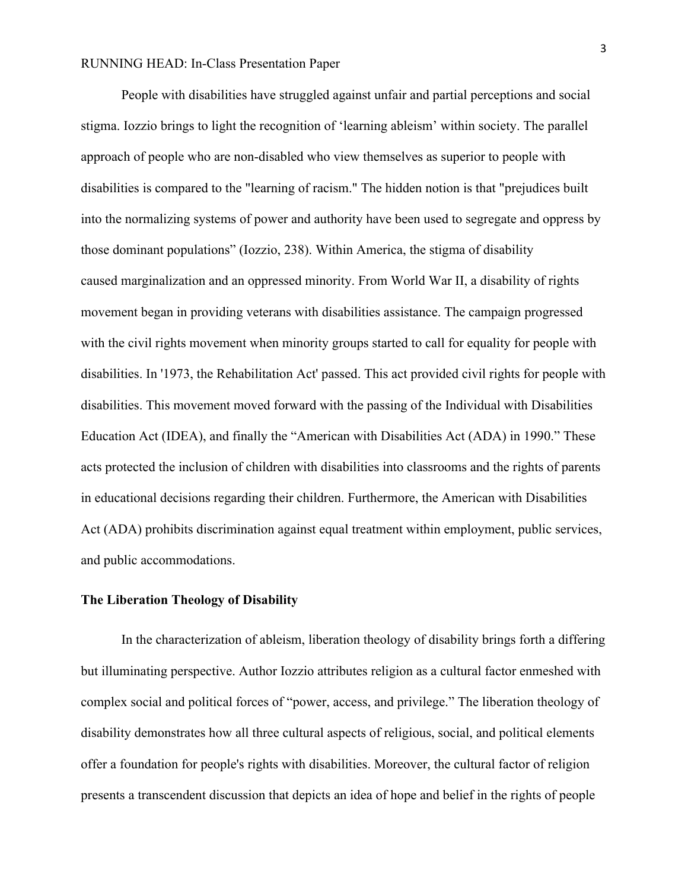People with disabilities have struggled against unfair and partial perceptions and social stigma. Iozzio brings to light the recognition of 'learning ableism' within society. The parallel approach of people who are non-disabled who view themselves as superior to people with disabilities is compared to the "learning of racism." The hidden notion is that "prejudices built into the normalizing systems of power and authority have been used to segregate and oppress by those dominant populations" (Iozzio, 238). Within America, the stigma of disability caused marginalization and an oppressed minority. From World War II, a disability of rights movement began in providing veterans with disabilities assistance. The campaign progressed with the civil rights movement when minority groups started to call for equality for people with disabilities. In '1973, the Rehabilitation Act' passed. This act provided civil rights for people with disabilities. This movement moved forward with the passing of the Individual with Disabilities Education Act (IDEA), and finally the "American with Disabilities Act (ADA) in 1990." These acts protected the inclusion of children with disabilities into classrooms and the rights of parents in educational decisions regarding their children. Furthermore, the American with Disabilities Act (ADA) prohibits discrimination against equal treatment within employment, public services, and public accommodations.

**The Liberation Theology of Disability**

In the characterization of ableism, liberation theology of disability brings forth a differing but illuminating perspective. Author Iozzio attributes religion as a cultural factor enmeshed with complex social and political forces of "power, access, and privilege." The liberation theology of disability demonstrates how all three cultural aspects of religious, social, and political elements offer a foundation for people's rights with disabilities. Moreover, the cultural factor of religion presents a transcendent discussion that depicts an idea of hope and belief in the rights of people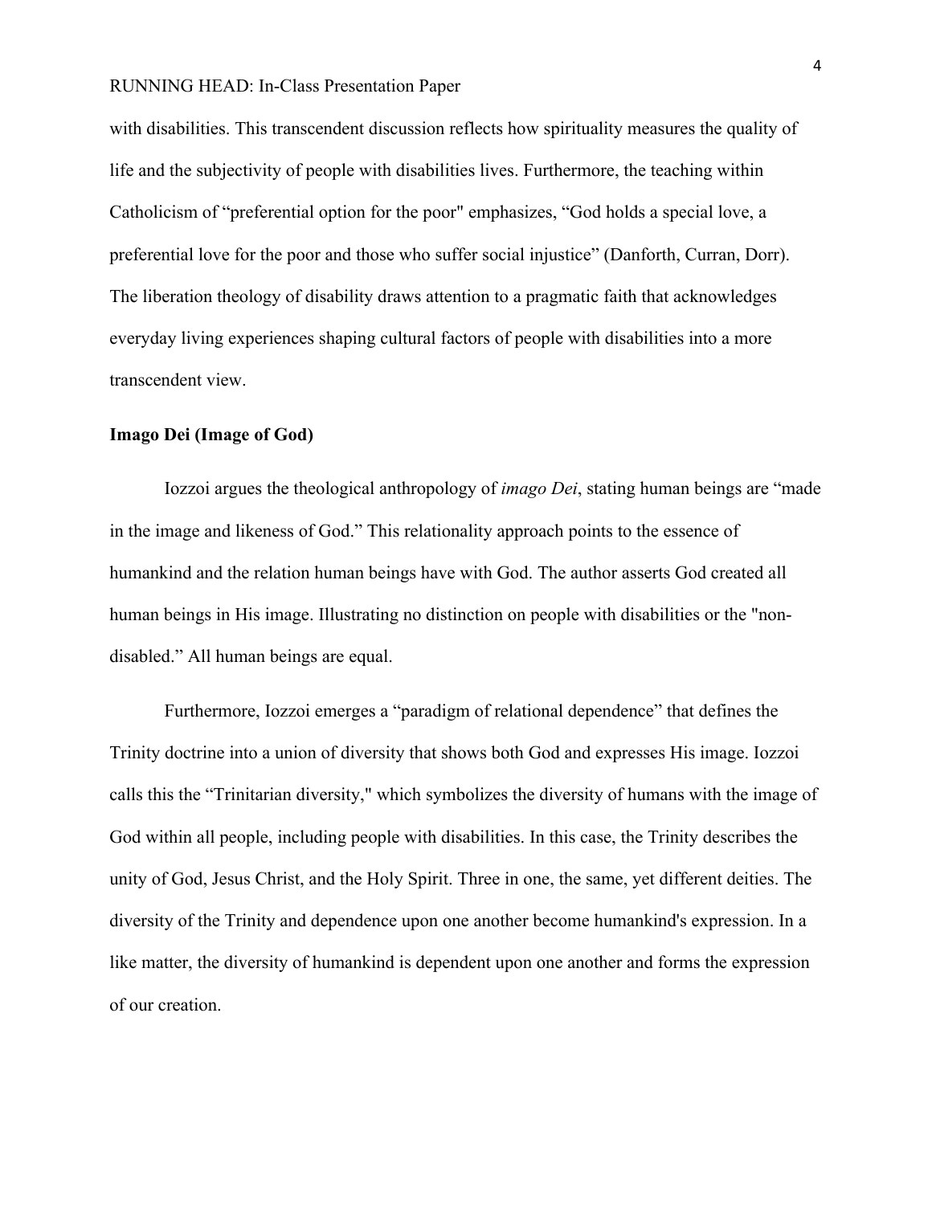with disabilities. This transcendent discussion reflects how spirituality measures the quality of life and the subjectivity of people with disabilities lives. Furthermore, the teaching within Catholicism of “preferential option for the poor" emphasizes, “God holds a special love, a preferential love for the poor and those who suffer social injustice” (Danforth, Curran, Dorr). The liberation theology of disability draws attention to a pragmatic faith that acknowledges everyday living experiences shaping cultural factors of people with disabilities into a more transcendent view.

**Imago Dei (Image of God)**

Iozzoi argues the theological anthropology of *imago Dei*, stating human beings are “made in the image and likeness of God.” This relationality approach points to the essence of humankind and the relation human beings have with God. The author asserts God created all human beings in His image. Illustrating no distinction on people with disabilities or the "non-disabled.” All human beings are equal.

Furthermore, Iozzoi emerges a “paradigm of relational dependence” that defines the Trinity doctrine into a union of diversity that shows both God and expresses His image. Iozzoi calls this the “Trinitarian diversity," which symbolizes the diversity of humans with the image of God within all people, including people with disabilities. In this case, the Trinity describes the unity of God, Jesus Christ, and the Holy Spirit. Three in one, the same, yet different deities. The diversity of the Trinity and dependence upon one another become humankind's expression. In a like matter, the diversity of humankind is dependent upon one another and forms the expression of our creation.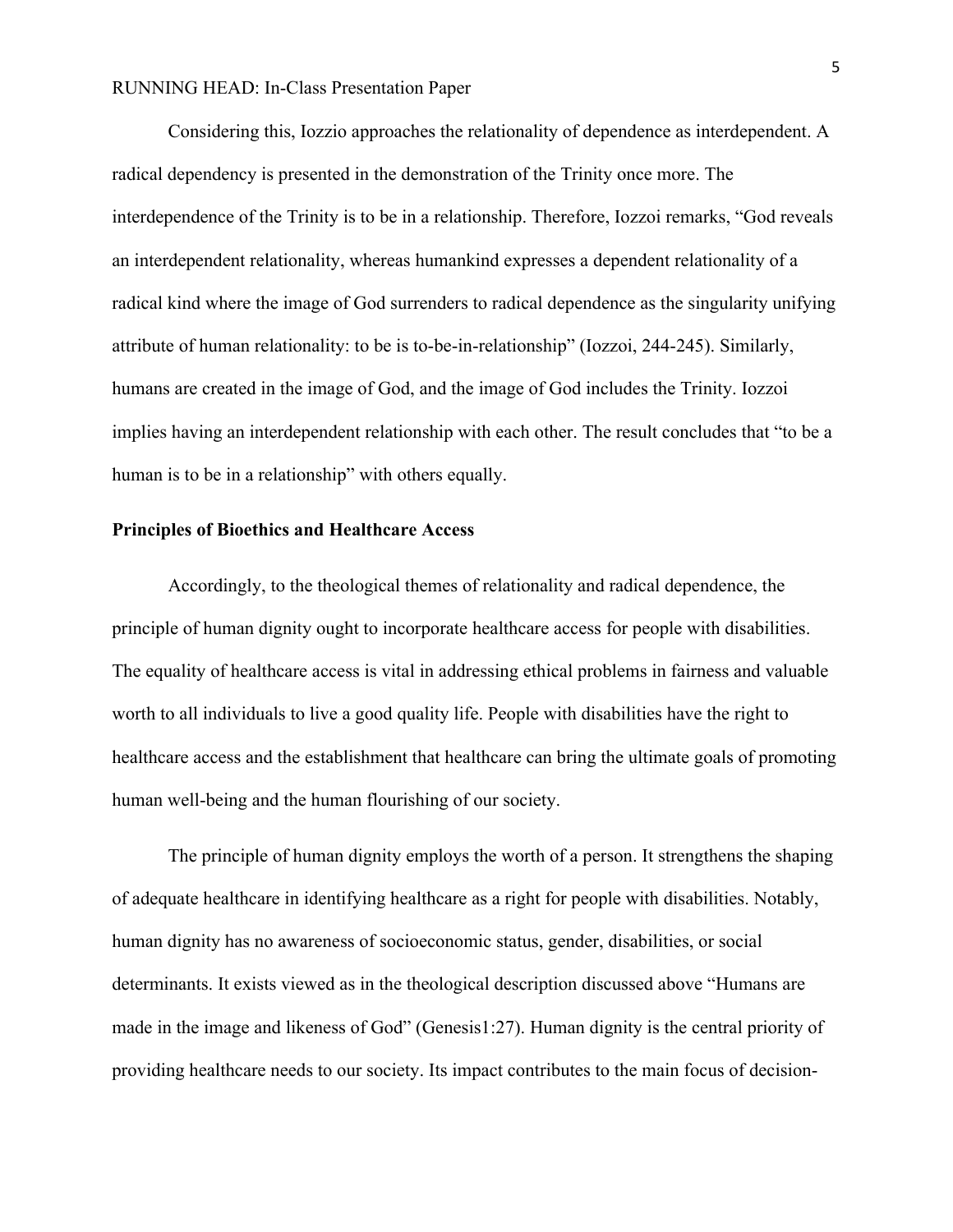Considering this, Iozzio approaches the relationality of dependence as interdependent. A radical dependency is presented in the demonstration of the Trinity once more. The interdependence of the Trinity is to be in a relationship. Therefore, Iozzoi remarks, "God reveals an interdependent relationality, whereas humankind expresses a dependent relationality of a radical kind where the image of God surrenders to radical dependence as the singularity unifying attribute of human relationality: to be is to-be-in-relationship" (Iozzoi, 244-245). Similarly, humans are created in the image of God, and the image of God includes the Trinity. Iozzoi implies having an interdependent relationship with each other. The result concludes that "to be a human is to be in a relationship" with others equally.

**Principles of Bioethics and Healthcare Access**

Accordingly, to the theological themes of relationality and radical dependence, the principle of human dignity ought to incorporate healthcare access for people with disabilities. The equality of healthcare access is vital in addressing ethical problems in fairness and valuable worth to all individuals to live a good quality life. People with disabilities have the right to healthcare access and the establishment that healthcare can bring the ultimate goals of promoting human well-being and the human flourishing of our society.

The principle of human dignity employs the worth of a person. It strengthens the shaping of adequate healthcare in identifying healthcare as a right for people with disabilities. Notably, human dignity has no awareness of socioeconomic status, gender, disabilities, or social determinants. It exists viewed as in the theological description discussed above "Humans are made in the image and likeness of God" (Genesis1:27). Human dignity is the central priority of providing healthcare needs to our society. Its impact contributes to the main focus of decision-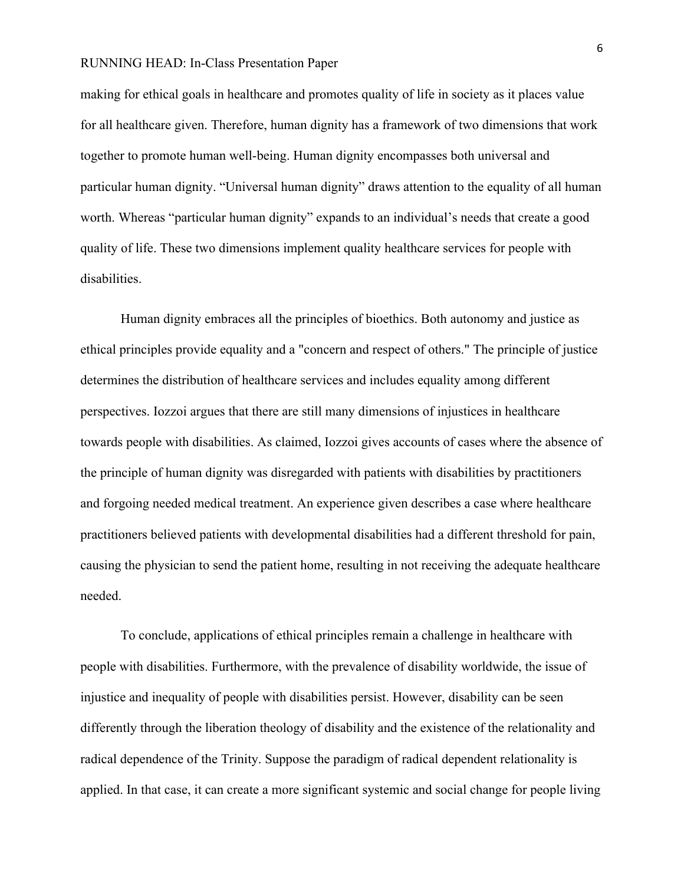making for ethical goals in healthcare and promotes quality of life in society as it places value for all healthcare given. Therefore, human dignity has a framework of two dimensions that work together to promote human well-being. Human dignity encompasses both universal and particular human dignity. "Universal human dignity" draws attention to the equality of all human worth. Whereas "particular human dignity" expands to an individual's needs that create a good quality of life. These two dimensions implement quality healthcare services for people with disabilities.

Human dignity embraces all the principles of bioethics. Both autonomy and justice as ethical principles provide equality and a "concern and respect of others." The principle of justice determines the distribution of healthcare services and includes equality among different perspectives. Iozzoi argues that there are still many dimensions of injustices in healthcare towards people with disabilities. As claimed, Iozzoi gives accounts of cases where the absence of the principle of human dignity was disregarded with patients with disabilities by practitioners and forgoing needed medical treatment. An experience given describes a case where healthcare practitioners believed patients with developmental disabilities had a different threshold for pain, causing the physician to send the patient home, resulting in not receiving the adequate healthcare needed.

To conclude, applications of ethical principles remain a challenge in healthcare with people with disabilities. Furthermore, with the prevalence of disability worldwide, the issue of injustice and inequality of people with disabilities persist. However, disability can be seen differently through the liberation theology of disability and the existence of the relationality and radical dependence of the Trinity. Suppose the paradigm of radical dependent relationality is applied. In that case, it can create a more significant systemic and social change for people living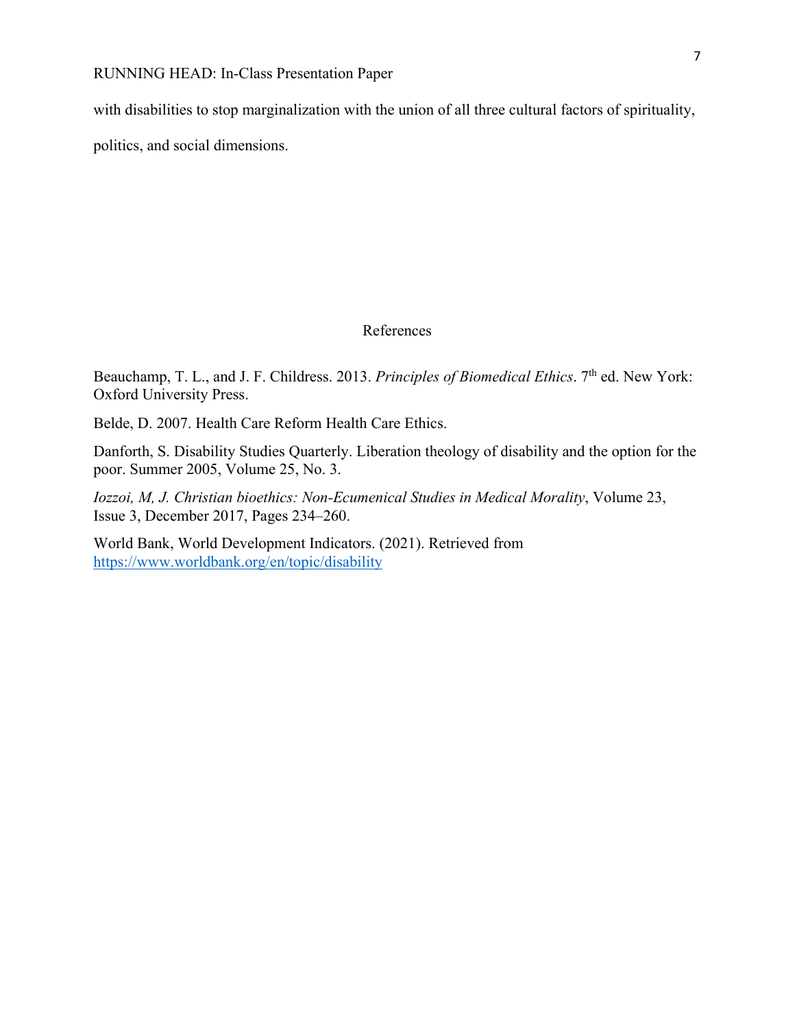with disabilities to stop marginalization with the union of all three cultural factors of spirituality, politics, and social dimensions.

## References

Beauchamp, T. L., and J. F. Childress. 2013. *Principles of Biomedical Ethics*. 7th ed. New York: Oxford University Press.

Belde, D. 2007. Health Care Reform Health Care Ethics.

Danforth, S. Disability Studies Quarterly. Liberation theology of disability and the option for the poor. Summer 2005, Volume 25, No. 3.

*Iozzoi, M, J. Christian bioethics: Non-Ecumenical Studies in Medical Morality*, Volume 23, Issue 3, December 2017, Pages 234–260.

World Bank, World Development Indicators. (2021). Retrieved from https://www.worldbank.org/en/topic/disability